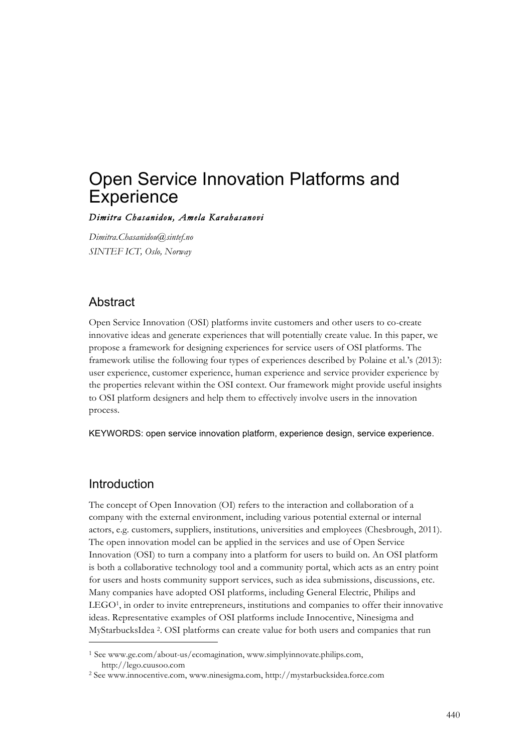# Open Service Innovation Platforms and Experience

*Dimitra Chasanidou, Amela Karahasanovi*

*Dimitra.Chasanidou@sintef.no*
*SINTEF ICT, Oslo, Norway*

## Abstract

Open Service Innovation (OSI) platforms invite customers and other users to co-create innovative ideas and generate experiences that will potentially create value. In this paper, we propose a framework for designing experiences for service users of OSI platforms. The framework utilise the following four types of experiences described by Polaine et al.'s (2013): user experience, customer experience, human experience and service provider experience by the properties relevant within the OSI context. Our framework might provide useful insights to OSI platform designers and help them to effectively involve users in the innovation process.

KEYWORDS: open service innovation platform, experience design, service experience.

## Introduction

The concept of Open Innovation (OI) refers to the interaction and collaboration of a company with the external environment, including various potential external or internal actors, e.g. customers, suppliers, institutions, universities and employees (Chesbrough, 2011). The open innovation model can be applied in the services and use of Open Service Innovation (OSI) to turn a company into a platform for users to build on. An OSI platform is both a collaborative technology tool and a community portal, which acts as an entry point for users and hosts community support services, such as idea submissions, discussions, etc. Many companies have adopted OSI platforms, including General Electric, Philips and LEGO[1], in order to invite entrepreneurs, institutions and companies to offer their innovative ideas. Representative examples of OSI platforms include Innocentive, Ninesigma and MyStarbucksIdea [2]. OSI platforms can create value for both users and companies that run

[1] See www.ge.com/about-us/ecomagination, www.simplyinnovate.philips.com, http://lego.cuusoo.com

[2] See www.innocentive.com, www.ninesigma.com, http://mystarbucksidea.force.com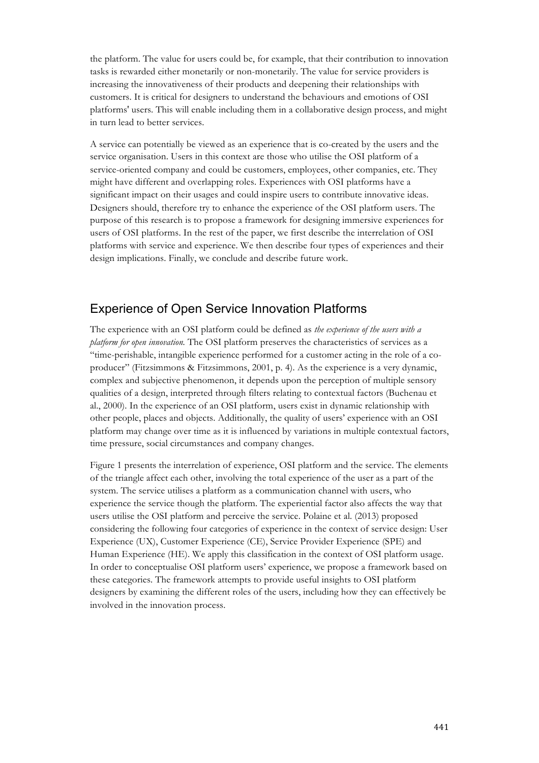the platform. The value for users could be, for example, that their contribution to innovation tasks is rewarded either monetarily or non-monetarily. The value for service providers is increasing the innovativeness of their products and deepening their relationships with customers. It is critical for designers to understand the behaviours and emotions of OSI platforms' users. This will enable including them in a collaborative design process, and might in turn lead to better services.

A service can potentially be viewed as an experience that is co-created by the users and the service organisation. Users in this context are those who utilise the OSI platform of a service-oriented company and could be customers, employees, other companies, etc. They might have different and overlapping roles. Experiences with OSI platforms have a significant impact on their usages and could inspire users to contribute innovative ideas. Designers should, therefore try to enhance the experience of the OSI platform users. The purpose of this research is to propose a framework for designing immersive experiences for users of OSI platforms. In the rest of the paper, we first describe the interrelation of OSI platforms with service and experience. We then describe four types of experiences and their design implications. Finally, we conclude and describe future work.

## Experience of Open Service Innovation Platforms

The experience with an OSI platform could be defined as *the experience of the users with a platform for open innovation.* The OSI platform preserves the characteristics of services as a "time-perishable, intangible experience performed for a customer acting in the role of a co-producer" (Fitzsimmons & Fitzsimmons, 2001, p. 4). As the experience is a very dynamic, complex and subjective phenomenon, it depends upon the perception of multiple sensory qualities of a design, interpreted through filters relating to contextual factors (Buchenau et al., 2000). In the experience of an OSI platform, users exist in dynamic relationship with other people, places and objects. Additionally, the quality of users' experience with an OSI platform may change over time as it is influenced by variations in multiple contextual factors, time pressure, social circumstances and company changes.

Figure 1 presents the interrelation of experience, OSI platform and the service. The elements of the triangle affect each other, involving the total experience of the user as a part of the system. The service utilises a platform as a communication channel with users, who experience the service though the platform. The experiential factor also affects the way that users utilise the OSI platform and perceive the service. Polaine et al. (2013) proposed considering the following four categories of experience in the context of service design: User Experience (UX), Customer Experience (CE), Service Provider Experience (SPE) and Human Experience (HE). We apply this classification in the context of OSI platform usage. In order to conceptualise OSI platform users' experience, we propose a framework based on these categories. The framework attempts to provide useful insights to OSI platform designers by examining the different roles of the users, including how they can effectively be involved in the innovation process.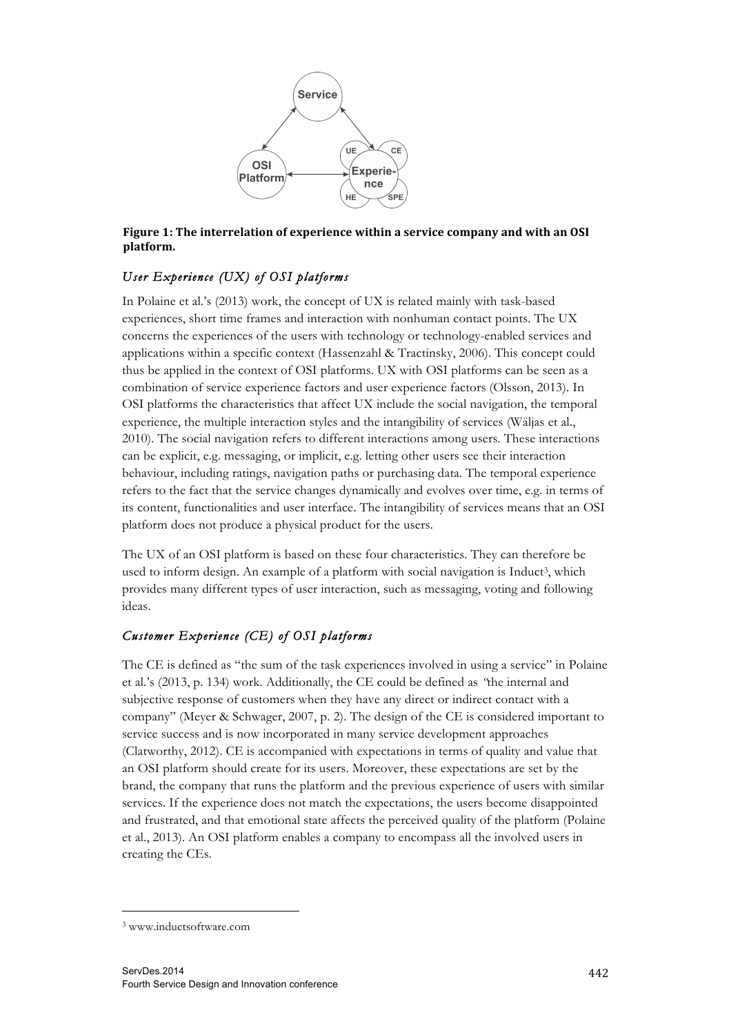**Figure 1: The interrelation of experience within a service company and with an OSI platform.**

### *User Experience (UX) of OSI platforms*

In Polaine et al.'s (2013) work, the concept of UX is related mainly with task-based experiences, short time frames and interaction with nonhuman contact points. The UX concerns the experiences of the users with technology or technology-enabled services and applications within a specific context (Hassenzahl & Tractinsky, 2006). This concept could thus be applied in the context of OSI platforms. UX with OSI platforms can be seen as a combination of service experience factors and user experience factors (Olsson, 2013). In OSI platforms the characteristics that affect UX include the social navigation, the temporal experience, the multiple interaction styles and the intangibility of services (Wäljas et al., 2010). The social navigation refers to different interactions among users. These interactions can be explicit, e.g. messaging, or implicit, e.g. letting other users see their interaction behaviour, including ratings, navigation paths or purchasing data. The temporal experience refers to the fact that the service changes dynamically and evolves over time, e.g. in terms of its content, functionalities and user interface. The intangibility of services means that an OSI platform does not produce a physical product for the users.

The UX of an OSI platform is based on these four characteristics. They can therefore be used to inform design. An example of a platform with social navigation is Induct[3], which provides many different types of user interaction, such as messaging, voting and following ideas.

### *Customer Experience (CE) of OSI platforms*

The CE is defined as "the sum of the task experiences involved in using a service" in Polaine et al.'s (2013, p. 134) work. Additionally, the CE could be defined as "the internal and subjective response of customers when they have any direct or indirect contact with a company" (Meyer & Schwager, 2007, p. 2). The design of the CE is considered important to service success and is now incorporated in many service development approaches (Clatworthy, 2012). CE is accompanied with expectations in terms of quality and value that an OSI platform should create for its users. Moreover, these expectations are set by the brand, the company that runs the platform and the previous experience of users with similar services. If the experience does not match the expectations, the users become disappointed and frustrated, and that emotional state affects the perceived quality of the platform (Polaine et al., 2013). An OSI platform enables a company to encompass all the involved users in creating the CEs.

[3] www.inductsoftware.com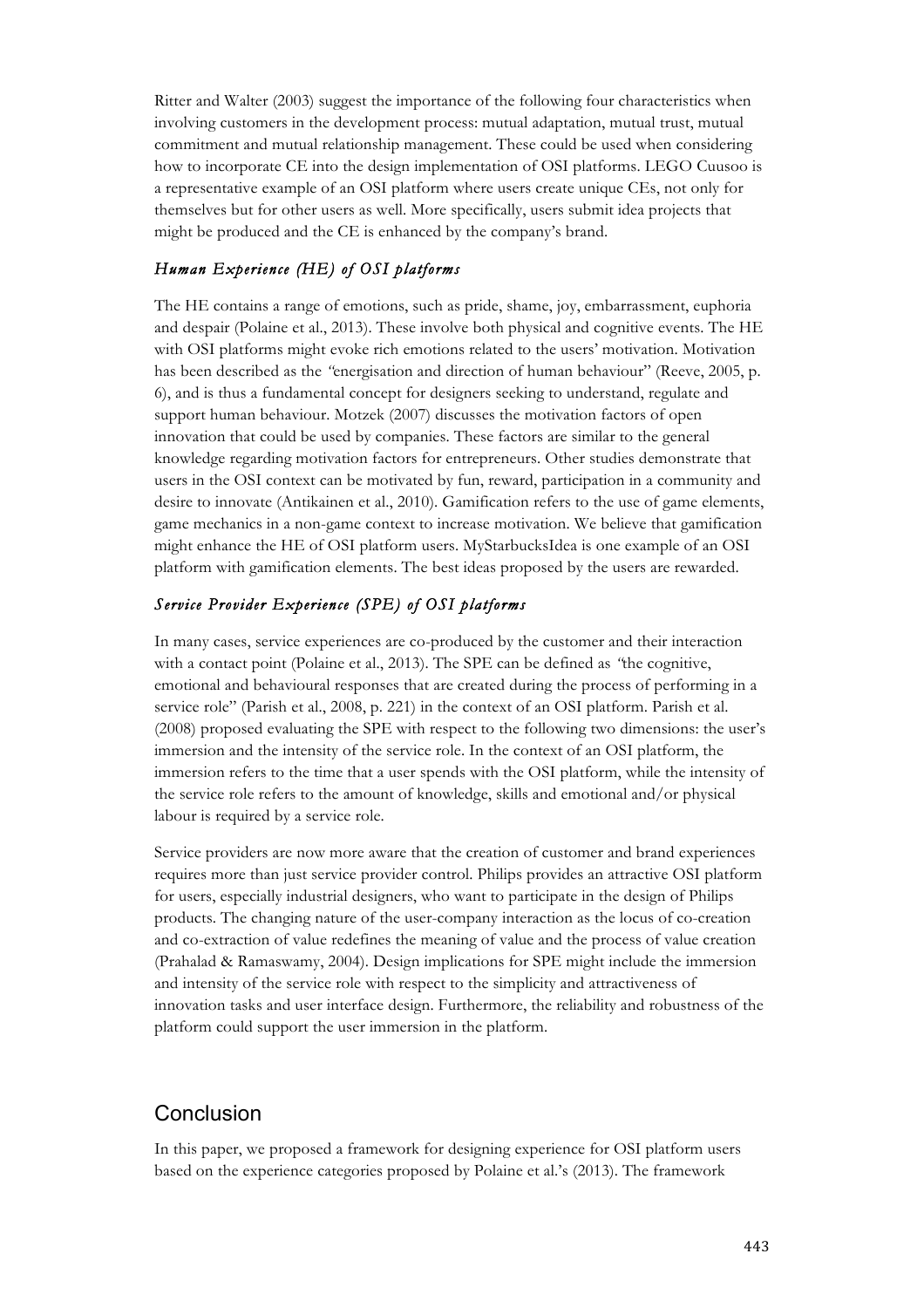Ritter and Walter (2003) suggest the importance of the following four characteristics when involving customers in the development process: mutual adaptation, mutual trust, mutual commitment and mutual relationship management. These could be used when considering how to incorporate CE into the design implementation of OSI platforms. LEGO Cuusoo is a representative example of an OSI platform where users create unique CEs, not only for themselves but for other users as well. More specifically, users submit idea projects that might be produced and the CE is enhanced by the company's brand.

### *Human Experience (HE) of OSI platforms*

The HE contains a range of emotions, such as pride, shame, joy, embarrassment, euphoria and despair (Polaine et al., 2013). These involve both physical and cognitive events. The HE with OSI platforms might evoke rich emotions related to the users' motivation. Motivation has been described as the *"*energisation and direction of human behaviour" (Reeve, 2005, p. 6), and is thus a fundamental concept for designers seeking to understand, regulate and support human behaviour. Motzek (2007) discusses the motivation factors of open innovation that could be used by companies. These factors are similar to the general knowledge regarding motivation factors for entrepreneurs. Other studies demonstrate that users in the OSI context can be motivated by fun, reward, participation in a community and desire to innovate (Antikainen et al., 2010). Gamification refers to the use of game elements, game mechanics in a non-game context to increase motivation. We believe that gamification might enhance the HE of OSI platform users. MyStarbucksIdea is one example of an OSI platform with gamification elements. The best ideas proposed by the users are rewarded.

### *Service Provider Experience (SPE) of OSI platforms*

In many cases, service experiences are co-produced by the customer and their interaction with a contact point (Polaine et al., 2013). The SPE can be defined as *"*the cognitive, emotional and behavioural responses that are created during the process of performing in a service role" (Parish et al., 2008, p. 221) in the context of an OSI platform. Parish et al. (2008) proposed evaluating the SPE with respect to the following two dimensions: the user's immersion and the intensity of the service role. In the context of an OSI platform, the immersion refers to the time that a user spends with the OSI platform, while the intensity of the service role refers to the amount of knowledge, skills and emotional and/or physical labour is required by a service role.

Service providers are now more aware that the creation of customer and brand experiences requires more than just service provider control. Philips provides an attractive OSI platform for users, especially industrial designers, who want to participate in the design of Philips products. The changing nature of the user-company interaction as the locus of co-creation and co-extraction of value redefines the meaning of value and the process of value creation (Prahalad & Ramaswamy, 2004). Design implications for SPE might include the immersion and intensity of the service role with respect to the simplicity and attractiveness of innovation tasks and user interface design. Furthermore, the reliability and robustness of the platform could support the user immersion in the platform.

## Conclusion

In this paper, we proposed a framework for designing experience for OSI platform users based on the experience categories proposed by Polaine et al.'s (2013). The framework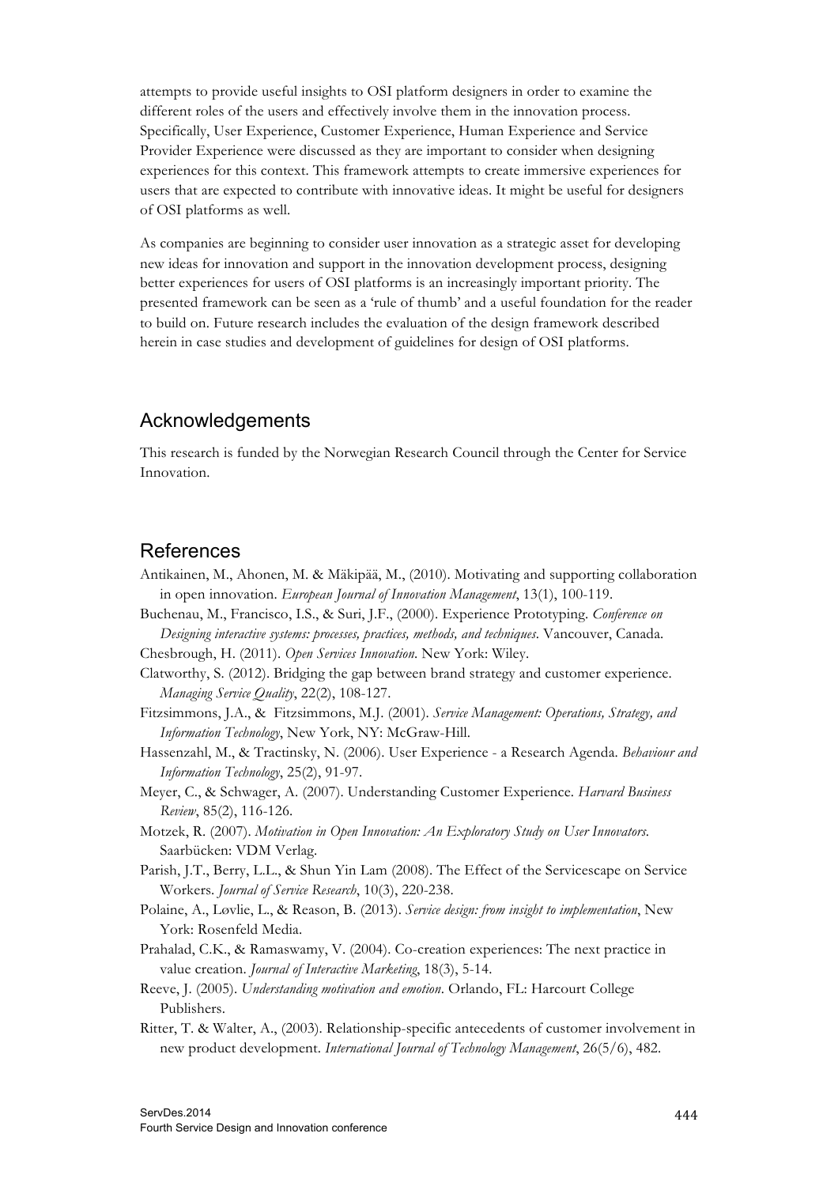attempts to provide useful insights to OSI platform designers in order to examine the different roles of the users and effectively involve them in the innovation process. Specifically, User Experience, Customer Experience, Human Experience and Service Provider Experience were discussed as they are important to consider when designing experiences for this context. This framework attempts to create immersive experiences for users that are expected to contribute with innovative ideas. It might be useful for designers of OSI platforms as well.

As companies are beginning to consider user innovation as a strategic asset for developing new ideas for innovation and support in the innovation development process, designing better experiences for users of OSI platforms is an increasingly important priority. The presented framework can be seen as a 'rule of thumb' and a useful foundation for the reader to build on. Future research includes the evaluation of the design framework described herein in case studies and development of guidelines for design of OSI platforms.

## Acknowledgements

This research is funded by the Norwegian Research Council through the Center for Service Innovation.

## References

Antikainen, M., Ahonen, M. & Mäkipää, M., (2010). Motivating and supporting collaboration in open innovation. *European Journal of Innovation Management*, 13(1), 100-119.

Buchenau, M., Francisco, I.S., & Suri, J.F., (2000). Experience Prototyping. *Conference on Designing interactive systems: processes, practices, methods, and techniques*. Vancouver, Canada.

Chesbrough, H. (2011). *Open Services Innovation*. New York: Wiley.

Clatworthy, S. (2012). Bridging the gap between brand strategy and customer experience. *Managing Service Quality*, 22(2), 108-127.

Fitzsimmons, J.A., & Fitzsimmons, M.J. (2001). *Service Management: Operations, Strategy, and Information Technology*, New York, NY: McGraw-Hill.

Hassenzahl, M., & Tractinsky, N. (2006). User Experience - a Research Agenda. *Behaviour and Information Technology*, 25(2), 91-97.

Meyer, C., & Schwager, A. (2007). Understanding Customer Experience. *Harvard Business Review*, 85(2), 116-126.

Motzek, R. (2007). *Motivation in Open Innovation: An Exploratory Study on User Innovators*. Saarbücken: VDM Verlag.

Parish, J.T., Berry, L.L., & Shun Yin Lam (2008). The Effect of the Servicescape on Service Workers. *Journal of Service Research*, 10(3), 220-238.

Polaine, A., Løvlie, L., & Reason, B. (2013). *Service design: from insight to implementation*, New York: Rosenfeld Media.

Prahalad, C.K., & Ramaswamy, V. (2004). Co-creation experiences: The next practice in value creation. *Journal of Interactive Marketing*, 18(3), 5-14.

Reeve, J. (2005). *Understanding motivation and emotion*. Orlando, FL: Harcourt College Publishers.

Ritter, T. & Walter, A., (2003). Relationship-specific antecedents of customer involvement in new product development. *International Journal of Technology Management*, 26(5/6), 482.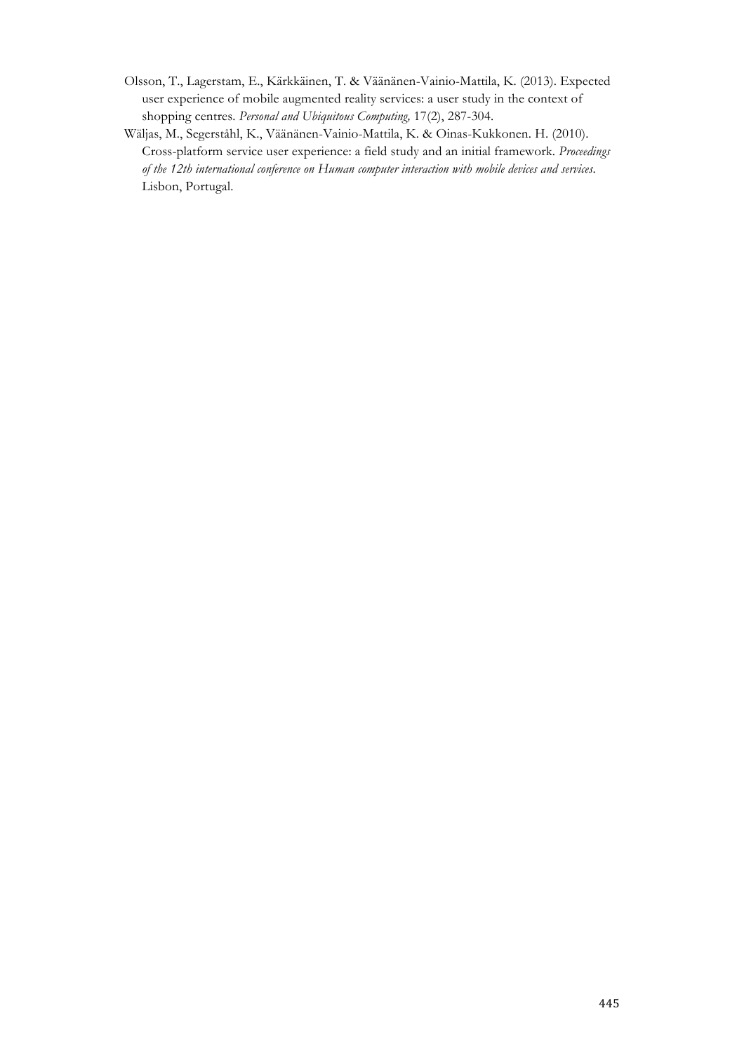Olsson, T., Lagerstam, E., Kärkkäinen, T. & Väänänen-Vainio-Mattila, K. (2013). Expected user experience of mobile augmented reality services: a user study in the context of shopping centres. *Personal and Ubiquitous Computing,* 17(2), 287-304.

Wäljas, M., Segerståhl, K., Väänänen-Vainio-Mattila, K. & Oinas-Kukkonen. H. (2010). Cross-platform service user experience: a field study and an initial framework. *Proceedings of the 12th international conference on Human computer interaction with mobile devices and services*. Lisbon, Portugal.